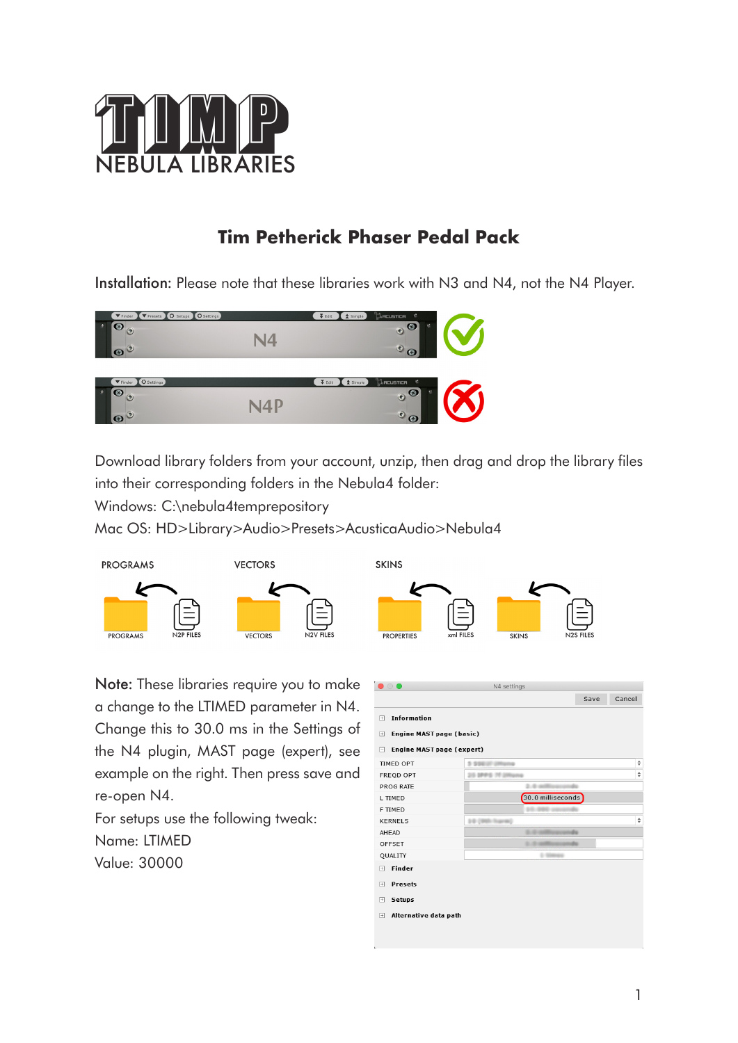TIMP NEBULA LIBRARIES

# Tim Petherick Phaser Pedal Pack

**Installation:** Please note that these libraries work with N3 and N4, not the N4 Player.

Download library folders from your account, unzip, then drag and drop the library files into their corresponding folders in the Nebula4 folder:

Windows: C:\nebula4temprepository

Mac OS: HD>Library>Audio>Presets>AcusticaAudio>Nebula4

| PROGRAMS | VECTORS | SKINS | |
|---|---|---|---|
| PROGRAMS ← N2P FILES | VECTORS ← N2V FILES | PROPERTIES ← xml FILES | SKINS ← N2S FILES |

**Note:** These libraries require you to make a change to the LTIMED parameter in N4. Change this to 30.0 ms in the Settings of the N4 plugin, MAST page (expert), see example on the right. Then press save and re-open N4.

For setups use the following tweak:

Name: LTIMED

Value: 30000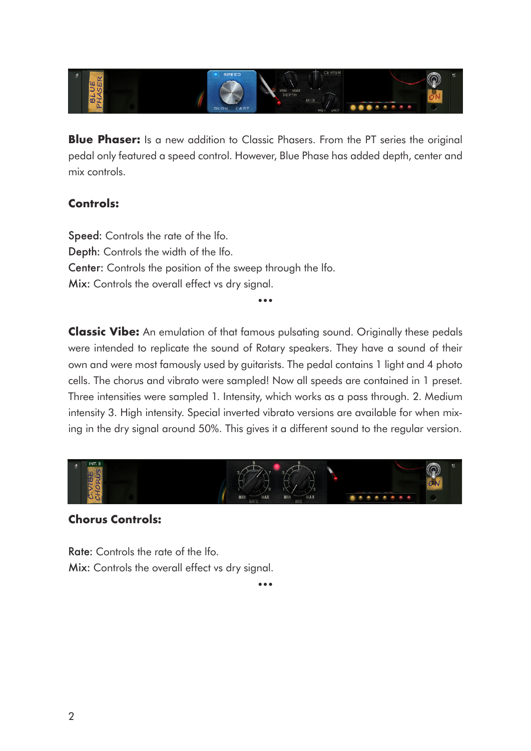**Blue Phaser:** Is a new addition to Classic Phasers. From the PT series the original pedal only featured a speed control. However, Blue Phase has added depth, center and mix controls.

**Controls:**

Speed: Controls the rate of the lfo.
Depth: Controls the width of the lfo.
Center: Controls the position of the sweep through the lfo.
Mix: Controls the overall effect vs dry signal.

•••

**Classic Vibe:** An emulation of that famous pulsating sound. Originally these pedals were intended to replicate the sound of Rotary speakers. They have a sound of their own and were most famously used by guitarists. The pedal contains 1 light and 4 photo cells. The chorus and vibrato were sampled! Now all speeds are contained in 1 preset. Three intensities were sampled 1. Intensity, which works as a pass through. 2. Medium intensity 3. High intensity. Special inverted vibrato versions are available for when mixing in the dry signal around 50%. This gives it a different sound to the regular version.

**Chorus Controls:**

Rate: Controls the rate of the lfo.
Mix: Controls the overall effect vs dry signal.

•••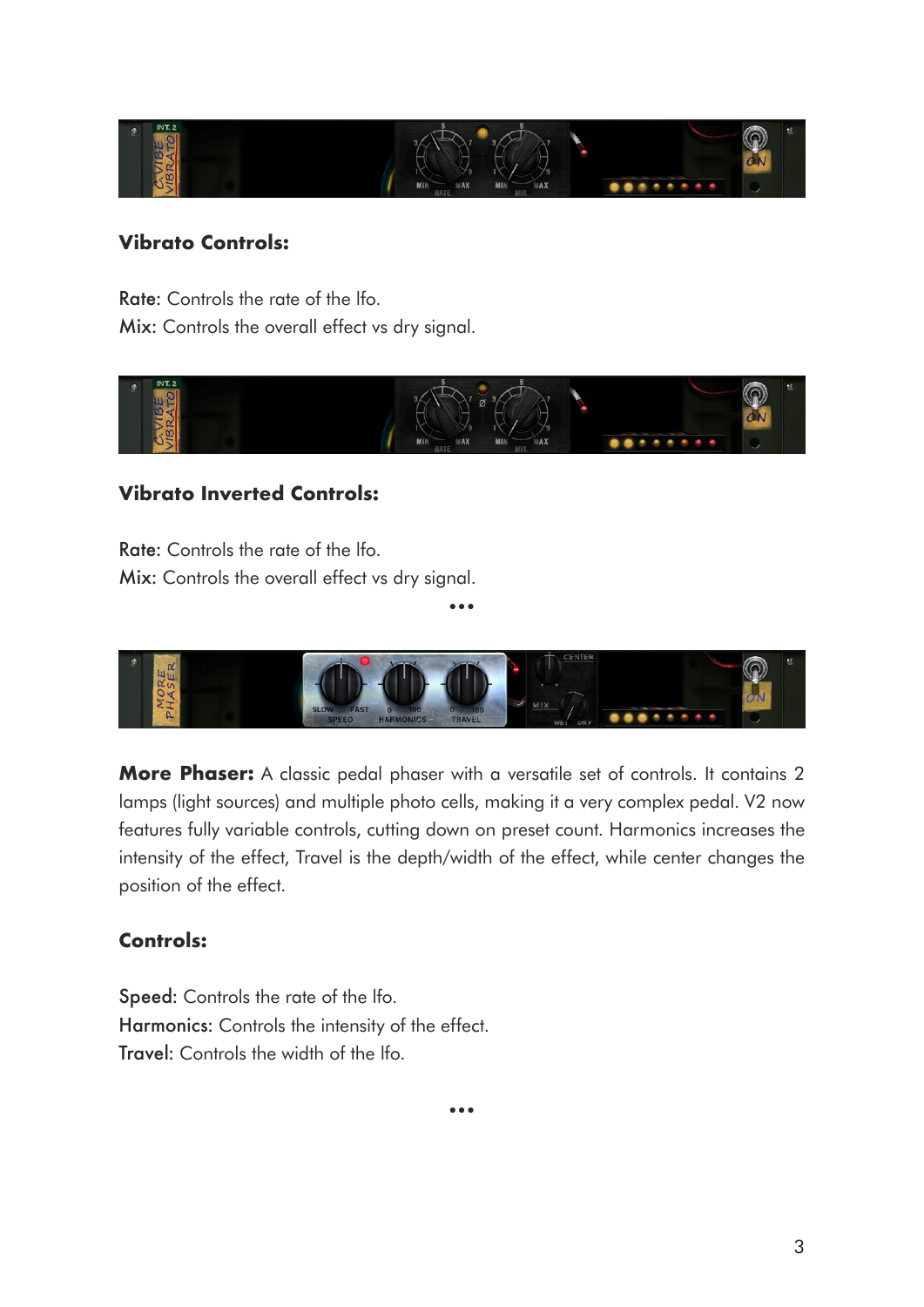**Vibrato Controls:**

Rate: Controls the rate of the lfo.
Mix: Controls the overall effect vs dry signal.

**Vibrato Inverted Controls:**

Rate: Controls the rate of the lfo.
Mix: Controls the overall effect vs dry signal.

•••

**More Phaser:** A classic pedal phaser with a versatile set of controls. It contains 2 lamps (light sources) and multiple photo cells, making it a very complex pedal. V2 now features fully variable controls, cutting down on preset count. Harmonics increases the intensity of the effect, Travel is the depth/width of the effect, while center changes the position of the effect.

**Controls:**

Speed: Controls the rate of the lfo.
Harmonics: Controls the intensity of the effect.
Travel: Controls the width of the lfo.

•••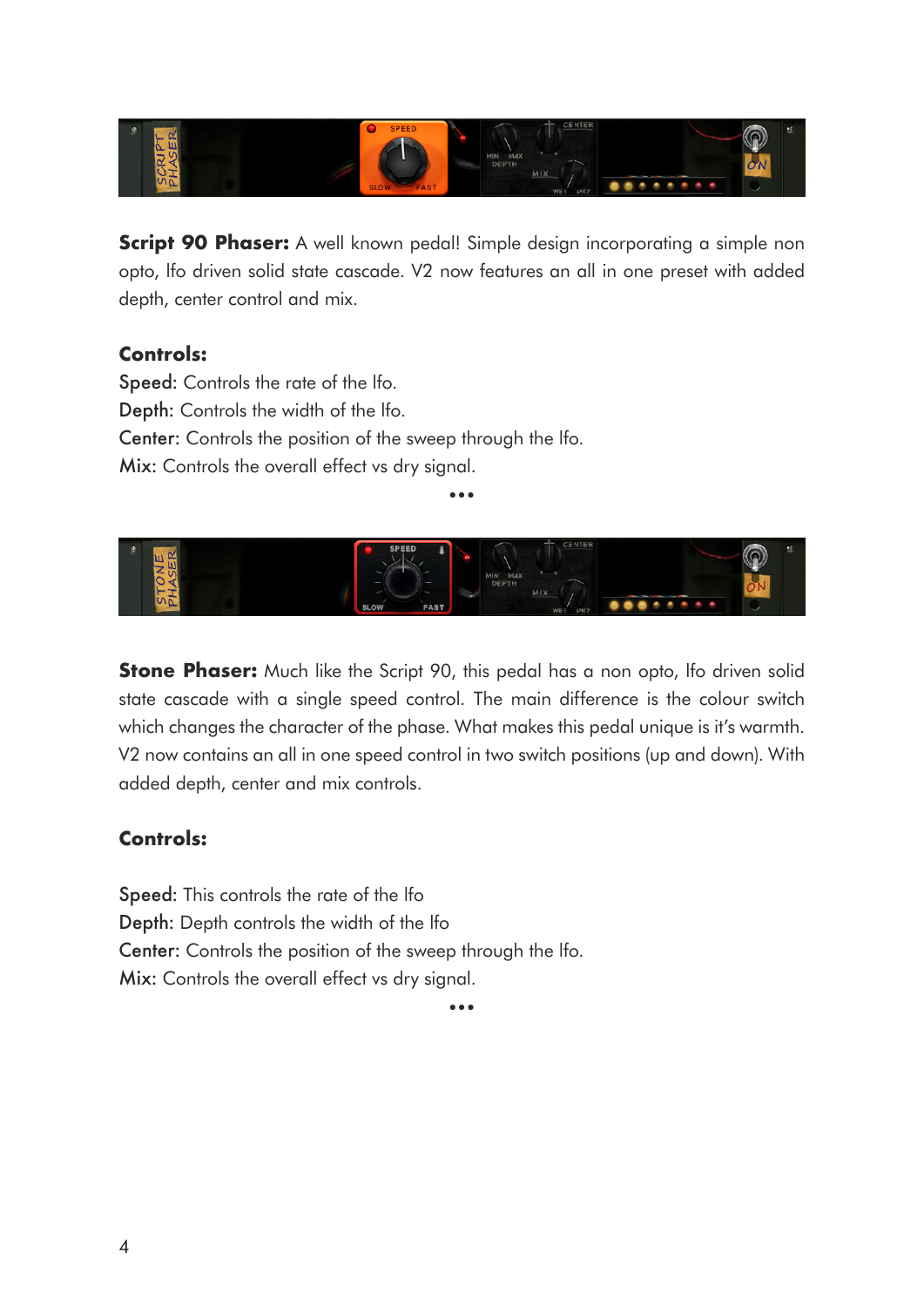**Script 90 Phaser:** A well known pedal! Simple design incorporating a simple non opto, lfo driven solid state cascade. V2 now features an all in one preset with added depth, center control and mix.

**Controls:**

Speed: Controls the rate of the lfo.
Depth: Controls the width of the lfo.
Center: Controls the position of the sweep through the lfo.
Mix: Controls the overall effect vs dry signal.

•••

**Stone Phaser:** Much like the Script 90, this pedal has a non opto, lfo driven solid state cascade with a single speed control. The main difference is the colour switch which changes the character of the phase. What makes this pedal unique is it's warmth. V2 now contains an all in one speed control in two switch positions (up and down). With added depth, center and mix controls.

**Controls:**

Speed: This controls the rate of the lfo
Depth: Depth controls the width of the lfo
Center: Controls the position of the sweep through the lfo.
Mix: Controls the overall effect vs dry signal.

•••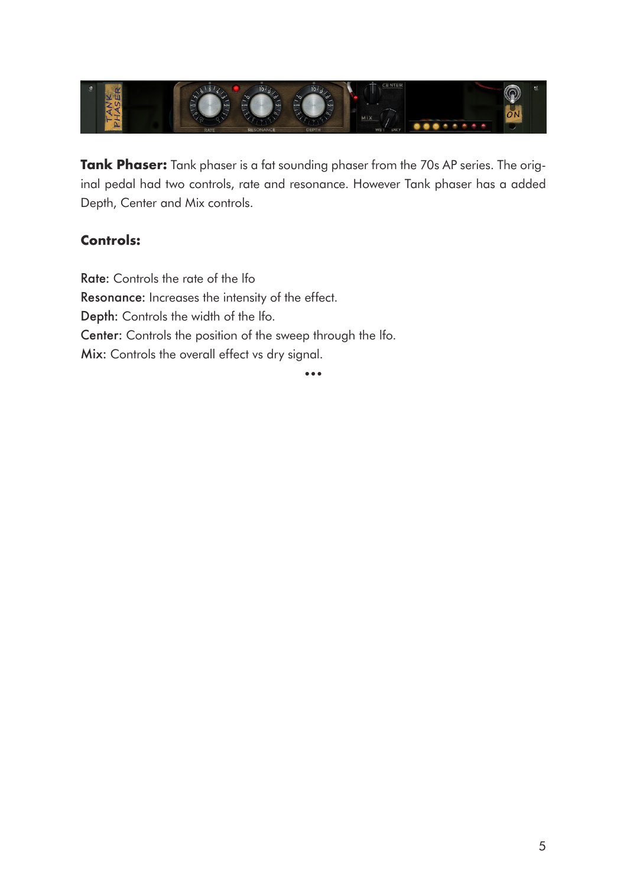**Tank Phaser:** Tank phaser is a fat sounding phaser from the 70s AP series. The original pedal had two controls, rate and resonance. However Tank phaser has a added Depth, Center and Mix controls.

**Controls:**

Rate: Controls the rate of the lfo
Resonance: Increases the intensity of the effect.
Depth: Controls the width of the lfo.
Center: Controls the position of the sweep through the lfo.
Mix: Controls the overall effect vs dry signal.

•••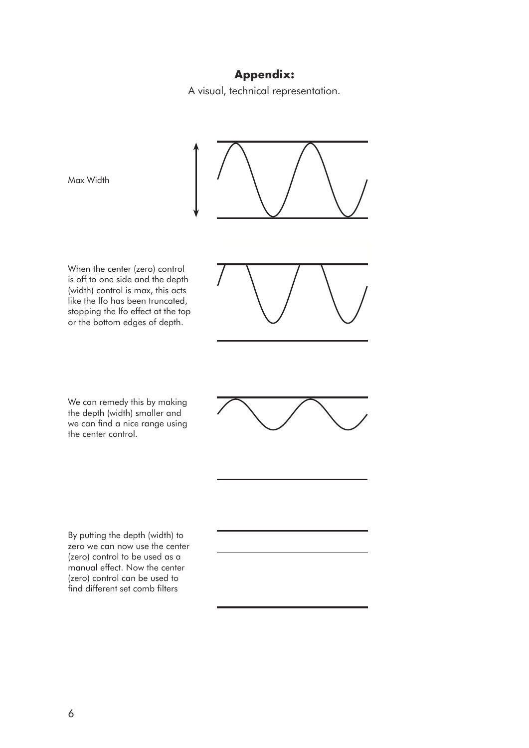## **Appendix:**

A visual, technical representation.

Max Width

When the center (zero) control is off to one side and the depth (width) control is max, this acts like the lfo has been truncated, stopping the lfo effect at the top or the bottom edges of depth.

We can remedy this by making the depth (width) smaller and we can find a nice range using the center control.

By putting the depth (width) to zero we can now use the center (zero) control to be used as a manual effect. Now the center (zero) control can be used to find different set comb filters